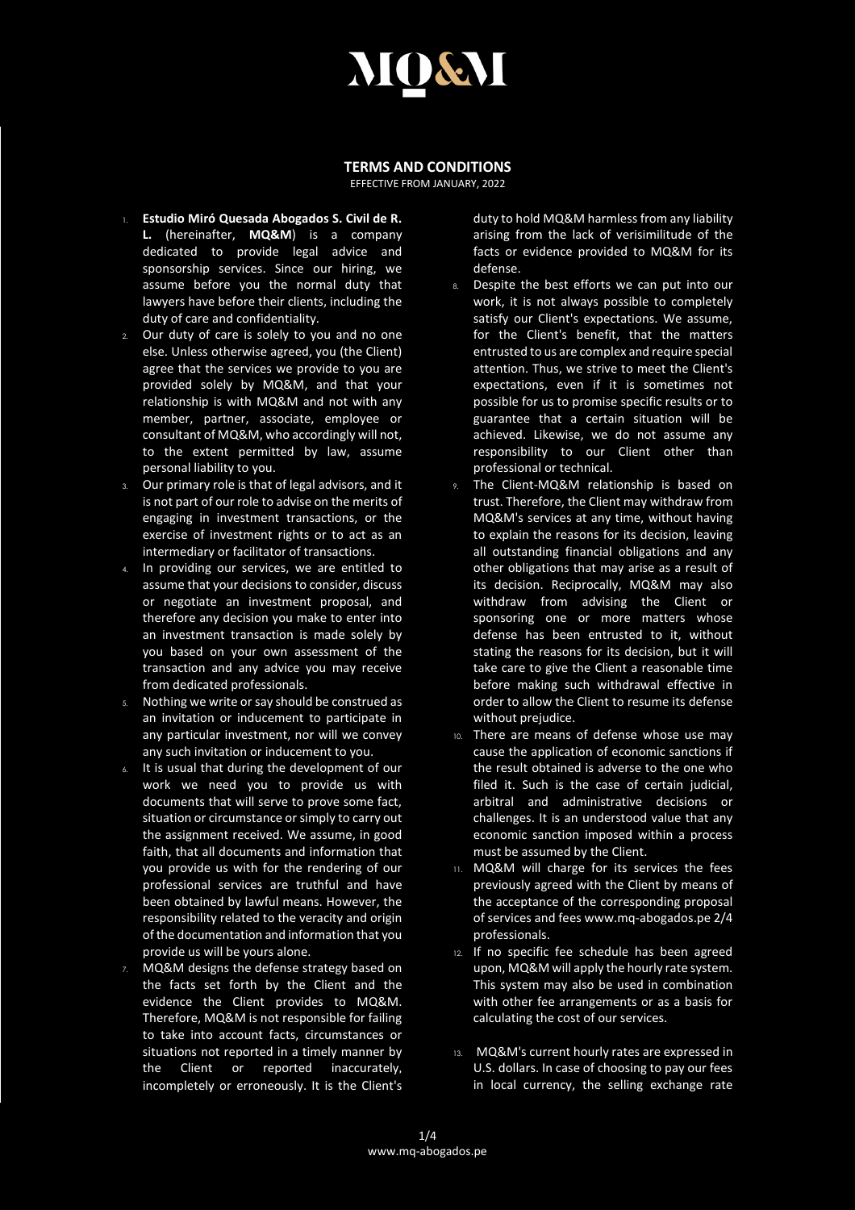## TERMS AND CONDITIONS

EFFECTIVE FROM JANUARY, 2022

1. **Estudio Miró Quesada Abogados S. Civil de R. L.** (hereinafter, **MQ&M**) is a company dedicated to provide legal advice and sponsorship services. Since our hiring, we assume before you the normal duty that lawyers have before their clients, including the duty of care and confidentiality.
2. Our duty of care is solely to you and no one else. Unless otherwise agreed, you (the Client) agree that the services we provide to you are provided solely by MQ&M, and that your relationship is with MQ&M and not with any member, partner, associate, employee or consultant of MQ&M, who accordingly will not, to the extent permitted by law, assume personal liability to you.
3. Our primary role is that of legal advisors, and it is not part of our role to advise on the merits of engaging in investment transactions, or the exercise of investment rights or to act as an intermediary or facilitator of transactions.
4. In providing our services, we are entitled to assume that your decisions to consider, discuss or negotiate an investment proposal, and therefore any decision you make to enter into an investment transaction is made solely by you based on your own assessment of the transaction and any advice you may receive from dedicated professionals.
5. Nothing we write or say should be construed as an invitation or inducement to participate in any particular investment, nor will we convey any such invitation or inducement to you.
6. It is usual that during the development of our work we need you to provide us with documents that will serve to prove some fact, situation or circumstance or simply to carry out the assignment received. We assume, in good faith, that all documents and information that you provide us with for the rendering of our professional services are truthful and have been obtained by lawful means. However, the responsibility related to the veracity and origin of the documentation and information that you provide us will be yours alone.
7. MQ&M designs the defense strategy based on the facts set forth by the Client and the evidence the Client provides to MQ&M. Therefore, MQ&M is not responsible for failing to take into account facts, circumstances or situations not reported in a timely manner by the Client or reported inaccurately, incompletely or erroneously. It is the Client's duty to hold MQ&M harmless from any liability arising from the lack of verisimilitude of the facts or evidence provided to MQ&M for its defense.
8. Despite the best efforts we can put into our work, it is not always possible to completely satisfy our Client's expectations. We assume, for the Client's benefit, that the matters entrusted to us are complex and require special attention. Thus, we strive to meet the Client's expectations, even if it is sometimes not possible for us to promise specific results or to guarantee that a certain situation will be achieved. Likewise, we do not assume any responsibility to our Client other than professional or technical.
9. The Client-MQ&M relationship is based on trust. Therefore, the Client may withdraw from MQ&M's services at any time, without having to explain the reasons for its decision, leaving all outstanding financial obligations and any other obligations that may arise as a result of its decision. Reciprocally, MQ&M may also withdraw from advising the Client or sponsoring one or more matters whose defense has been entrusted to it, without stating the reasons for its decision, but it will take care to give the Client a reasonable time before making such withdrawal effective in order to allow the Client to resume its defense without prejudice.
10. There are means of defense whose use may cause the application of economic sanctions if the result obtained is adverse to the one who filed it. Such is the case of certain judicial, arbitral and administrative decisions or challenges. It is an understood value that any economic sanction imposed within a process must be assumed by the Client.
11. MQ&M will charge for its services the fees previously agreed with the Client by means of the acceptance of the corresponding proposal of services and fees www.mq-abogados.pe 2/4 professionals.
12. If no specific fee schedule has been agreed upon, MQ&M will apply the hourly rate system. This system may also be used in combination with other fee arrangements or as a basis for calculating the cost of our services.
13. MQ&M's current hourly rates are expressed in U.S. dollars. In case of choosing to pay our fees in local currency, the selling exchange rate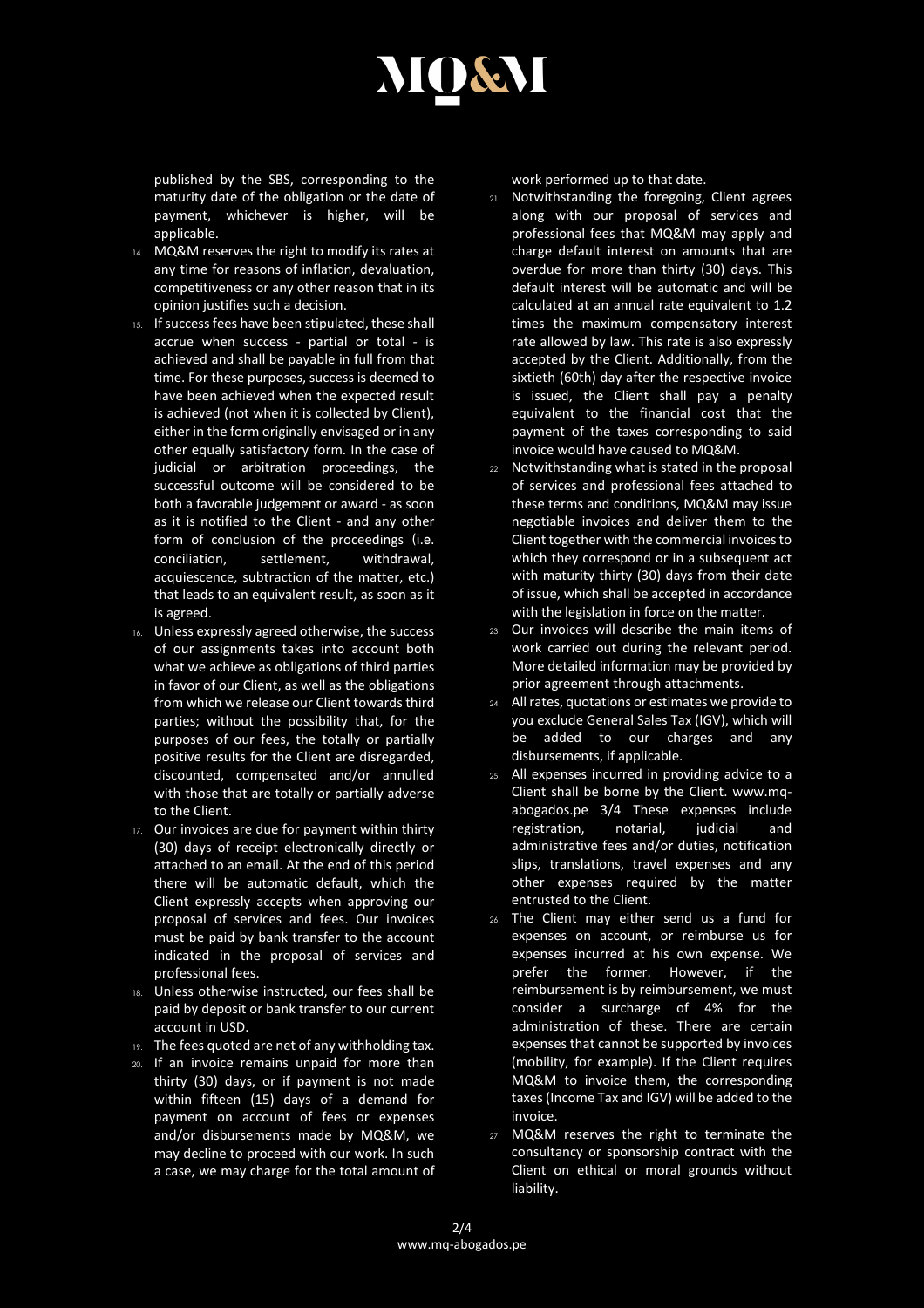published by the SBS, corresponding to the maturity date of the obligation or the date of payment, whichever is higher, will be applicable.

14. MQ&M reserves the right to modify its rates at any time for reasons of inflation, devaluation, competitiveness or any other reason that in its opinion justifies such a decision.
15. If success fees have been stipulated, these shall accrue when success - partial or total - is achieved and shall be payable in full from that time. For these purposes, success is deemed to have been achieved when the expected result is achieved (not when it is collected by Client), either in the form originally envisaged or in any other equally satisfactory form. In the case of judicial or arbitration proceedings, the successful outcome will be considered to be both a favorable judgement or award - as soon as it is notified to the Client - and any other form of conclusion of the proceedings (i.e. conciliation, settlement, withdrawal, acquiescence, subtraction of the matter, etc.) that leads to an equivalent result, as soon as it is agreed.
16. Unless expressly agreed otherwise, the success of our assignments takes into account both what we achieve as obligations of third parties in favor of our Client, as well as the obligations from which we release our Client towards third parties; without the possibility that, for the purposes of our fees, the totally or partially positive results for the Client are disregarded, discounted, compensated and/or annulled with those that are totally or partially adverse to the Client.
17. Our invoices are due for payment within thirty (30) days of receipt electronically directly or attached to an email. At the end of this period there will be automatic default, which the Client expressly accepts when approving our proposal of services and fees. Our invoices must be paid by bank transfer to the account indicated in the proposal of services and professional fees.
18. Unless otherwise instructed, our fees shall be paid by deposit or bank transfer to our current account in USD.
19. The fees quoted are net of any withholding tax.
20. If an invoice remains unpaid for more than thirty (30) days, or if payment is not made within fifteen (15) days of a demand for payment on account of fees or expenses and/or disbursements made by MQ&M, we may decline to proceed with our work. In such a case, we may charge for the total amount of work performed up to that date.
21. Notwithstanding the foregoing, Client agrees along with our proposal of services and professional fees that MQ&M may apply and charge default interest on amounts that are overdue for more than thirty (30) days. This default interest will be automatic and will be calculated at an annual rate equivalent to 1.2 times the maximum compensatory interest rate allowed by law. This rate is also expressly accepted by the Client. Additionally, from the sixtieth (60th) day after the respective invoice is issued, the Client shall pay a penalty equivalent to the financial cost that the payment of the taxes corresponding to said invoice would have caused to MQ&M.
22. Notwithstanding what is stated in the proposal of services and professional fees attached to these terms and conditions, MQ&M may issue negotiable invoices and deliver them to the Client together with the commercial invoices to which they correspond or in a subsequent act with maturity thirty (30) days from their date of issue, which shall be accepted in accordance with the legislation in force on the matter.
23. Our invoices will describe the main items of work carried out during the relevant period. More detailed information may be provided by prior agreement through attachments.
24. All rates, quotations or estimates we provide to you exclude General Sales Tax (IGV), which will be added to our charges and any disbursements, if applicable.
25. All expenses incurred in providing advice to a Client shall be borne by the Client. www.mq-abogados.pe 3/4 These expenses include registration, notarial, judicial and administrative fees and/or duties, notification slips, translations, travel expenses and any other expenses required by the matter entrusted to the Client.
26. The Client may either send us a fund for expenses on account, or reimburse us for expenses incurred at his own expense. We prefer the former. However, if the reimbursement is by reimbursement, we must consider a surcharge of 4% for the administration of these. There are certain expenses that cannot be supported by invoices (mobility, for example). If the Client requires MQ&M to invoice them, the corresponding taxes (Income Tax and IGV) will be added to the invoice.
27. MQ&M reserves the right to terminate the consultancy or sponsorship contract with the Client on ethical or moral grounds without liability.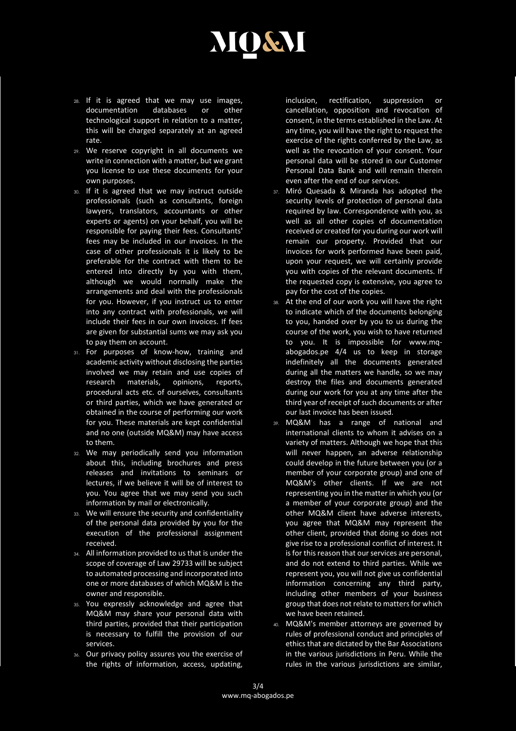28. If it is agreed that we may use images, documentation databases or other technological support in relation to a matter, this will be charged separately at an agreed rate.
29. We reserve copyright in all documents we write in connection with a matter, but we grant you license to use these documents for your own purposes.
30. If it is agreed that we may instruct outside professionals (such as consultants, foreign lawyers, translators, accountants or other experts or agents) on your behalf, you will be responsible for paying their fees. Consultants' fees may be included in our invoices. In the case of other professionals it is likely to be preferable for the contract with them to be entered into directly by you with them, although we would normally make the arrangements and deal with the professionals for you. However, if you instruct us to enter into any contract with professionals, we will include their fees in our own invoices. If fees are given for substantial sums we may ask you to pay them on account.
31. For purposes of know-how, training and academic activity without disclosing the parties involved we may retain and use copies of research materials, opinions, reports, procedural acts etc. of ourselves, consultants or third parties, which we have generated or obtained in the course of performing our work for you. These materials are kept confidential and no one (outside MQ&M) may have access to them.
32. We may periodically send you information about this, including brochures and press releases and invitations to seminars or lectures, if we believe it will be of interest to you. You agree that we may send you such information by mail or electronically.
33. We will ensure the security and confidentiality of the personal data provided by you for the execution of the professional assignment received.
34. All information provided to us that is under the scope of coverage of Law 29733 will be subject to automated processing and incorporated into one or more databases of which MQ&M is the owner and responsible.
35. You expressly acknowledge and agree that MQ&M may share your personal data with third parties, provided that their participation is necessary to fulfill the provision of our services.
36. Our privacy policy assures you the exercise of the rights of information, access, updating, inclusion, rectification, suppression or cancellation, opposition and revocation of consent, in the terms established in the Law. At any time, you will have the right to request the exercise of the rights conferred by the Law, as well as the revocation of your consent. Your personal data will be stored in our Customer Personal Data Bank and will remain therein even after the end of our services.
37. Miró Quesada & Miranda has adopted the security levels of protection of personal data required by law. Correspondence with you, as well as all other copies of documentation received or created for you during our work will remain our property. Provided that our invoices for work performed have been paid, upon your request, we will certainly provide you with copies of the relevant documents. If the requested copy is extensive, you agree to pay for the cost of the copies.
38. At the end of our work you will have the right to indicate which of the documents belonging to you, handed over by you to us during the course of the work, you wish to have returned to you. It is impossible for www.mq-abogados.pe 4/4 us to keep in storage indefinitely all the documents generated during all the matters we handle, so we may destroy the files and documents generated during our work for you at any time after the third year of receipt of such documents or after our last invoice has been issued.
39. MQ&M has a range of national and international clients to whom it advises on a variety of matters. Although we hope that this will never happen, an adverse relationship could develop in the future between you (or a member of your corporate group) and one of MQ&M's other clients. If we are not representing you in the matter in which you (or a member of your corporate group) and the other MQ&M client have adverse interests, you agree that MQ&M may represent the other client, provided that doing so does not give rise to a professional conflict of interest. It is for this reason that our services are personal, and do not extend to third parties. While we represent you, you will not give us confidential information concerning any third party, including other members of your business group that does not relate to matters for which we have been retained.
40. MQ&M's member attorneys are governed by rules of professional conduct and principles of ethics that are dictated by the Bar Associations in the various jurisdictions in Peru. While the rules in the various jurisdictions are similar,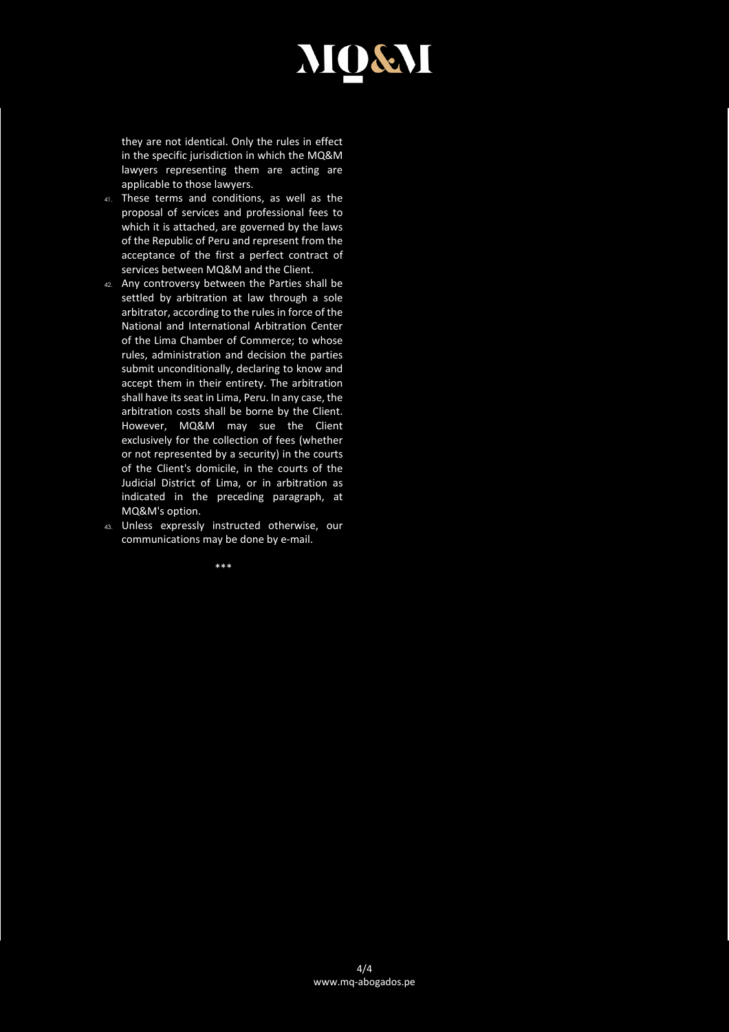they are not identical. Only the rules in effect in the specific jurisdiction in which the MQ&M lawyers representing them are acting are applicable to those lawyers.

41. These terms and conditions, as well as the proposal of services and professional fees to which it is attached, are governed by the laws of the Republic of Peru and represent from the acceptance of the first a perfect contract of services between MQ&M and the Client.
42. Any controversy between the Parties shall be settled by arbitration at law through a sole arbitrator, according to the rules in force of the National and International Arbitration Center of the Lima Chamber of Commerce; to whose rules, administration and decision the parties submit unconditionally, declaring to know and accept them in their entirety. The arbitration shall have its seat in Lima, Peru. In any case, the arbitration costs shall be borne by the Client. However, MQ&M may sue the Client exclusively for the collection of fees (whether or not represented by a security) in the courts of the Client's domicile, in the courts of the Judicial District of Lima, or in arbitration as indicated in the preceding paragraph, at MQ&M's option.
43. Unless expressly instructed otherwise, our communications may be done by e-mail.

\*\*\*